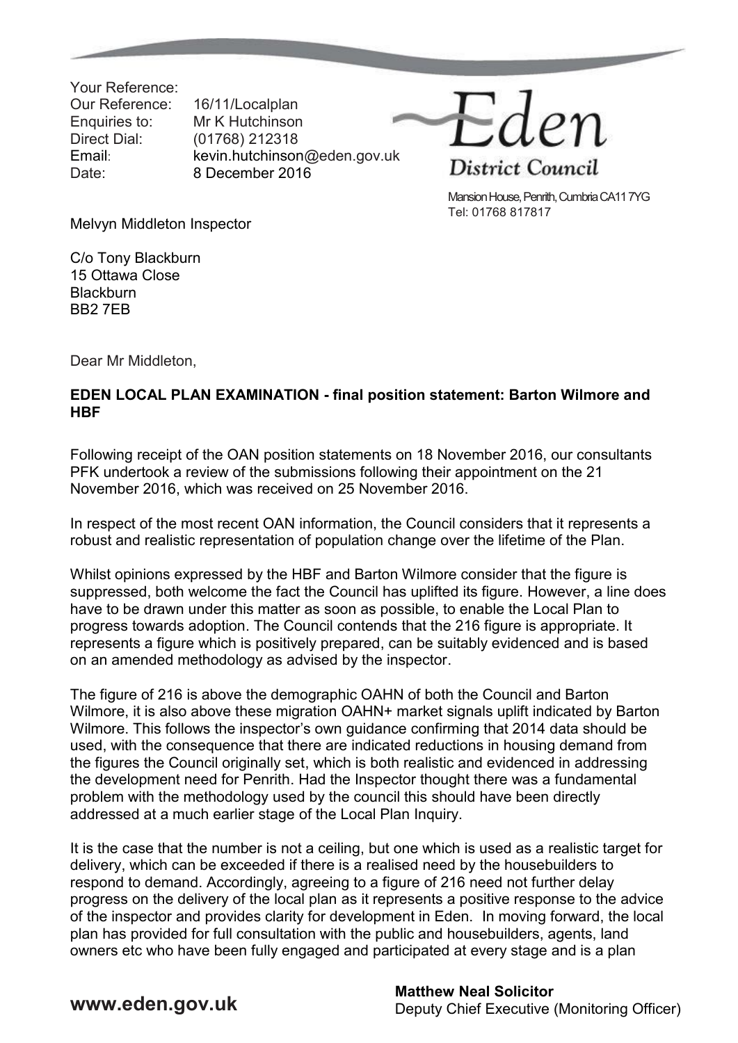Your Reference:
Our Reference: 16/11/Localplan
Enquiries to: Mr K Hutchinson
Direct Dial: (01768) 212318
Email: kevin.hutchinson@eden.gov.uk
Date: 8 December 2016

Eden District Council

Mansion House, Penrith, Cumbria CA11 7YG
Tel: 01768 817817

Melvyn Middleton Inspector

C/o Tony Blackburn
15 Ottawa Close
Blackburn
BB2 7EB

Dear Mr Middleton,

**EDEN LOCAL PLAN EXAMINATION - final position statement: Barton Wilmore and HBF**

Following receipt of the OAN position statements on 18 November 2016, our consultants PFK undertook a review of the submissions following their appointment on the 21 November 2016, which was received on 25 November 2016.

In respect of the most recent OAN information, the Council considers that it represents a robust and realistic representation of population change over the lifetime of the Plan.

Whilst opinions expressed by the HBF and Barton Wilmore consider that the figure is suppressed, both welcome the fact the Council has uplifted its figure. However, a line does have to be drawn under this matter as soon as possible, to enable the Local Plan to progress towards adoption. The Council contends that the 216 figure is appropriate. It represents a figure which is positively prepared, can be suitably evidenced and is based on an amended methodology as advised by the inspector.

The figure of 216 is above the demographic OAHN of both the Council and Barton Wilmore, it is also above these migration OAHN+ market signals uplift indicated by Barton Wilmore. This follows the inspector's own guidance confirming that 2014 data should be used, with the consequence that there are indicated reductions in housing demand from the figures the Council originally set, which is both realistic and evidenced in addressing the development need for Penrith. Had the Inspector thought there was a fundamental problem with the methodology used by the council this should have been directly addressed at a much earlier stage of the Local Plan Inquiry.

It is the case that the number is not a ceiling, but one which is used as a realistic target for delivery, which can be exceeded if there is a realised need by the housebuilders to respond to demand. Accordingly, agreeing to a figure of 216 need not further delay progress on the delivery of the local plan as it represents a positive response to the advice of the inspector and provides clarity for development in Eden. In moving forward, the local plan has provided for full consultation with the public and housebuilders, agents, land owners etc who have been fully engaged and participated at every stage and is a plan

www.eden.gov.uk

**Matthew Neal Solicitor**
Deputy Chief Executive (Monitoring Officer)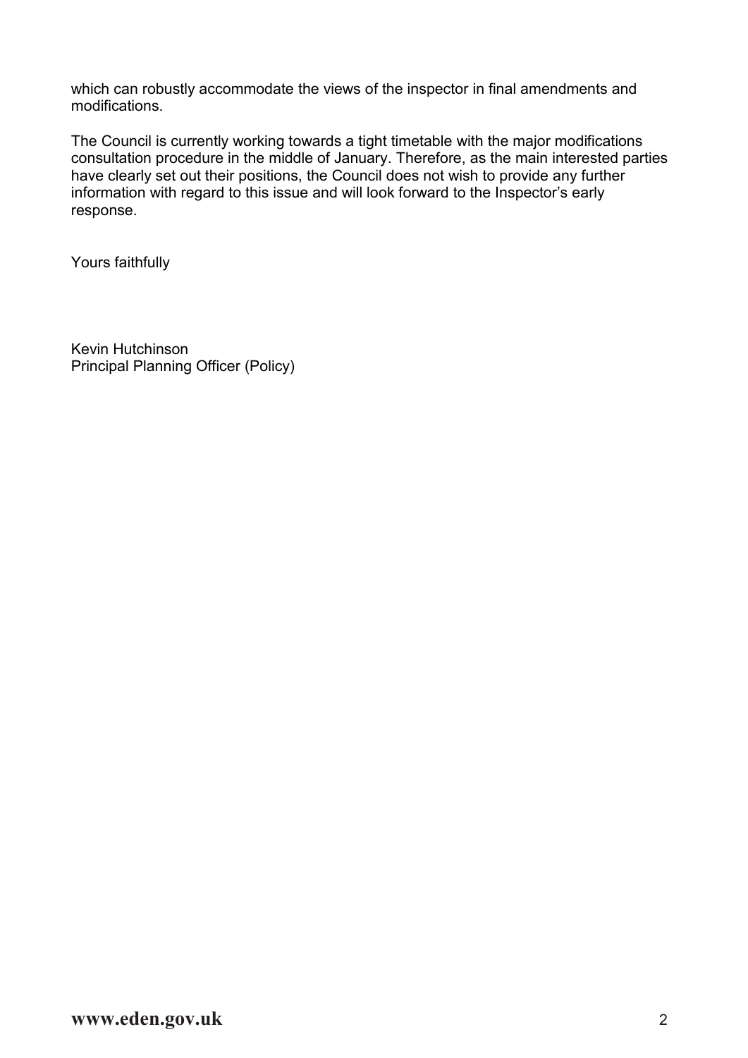which can robustly accommodate the views of the inspector in final amendments and modifications.

The Council is currently working towards a tight timetable with the major modifications consultation procedure in the middle of January. Therefore, as the main interested parties have clearly set out their positions, the Council does not wish to provide any further information with regard to this issue and will look forward to the Inspector's early response.

Yours faithfully

Kevin Hutchinson
Principal Planning Officer (Policy)

**www.eden.gov.uk**